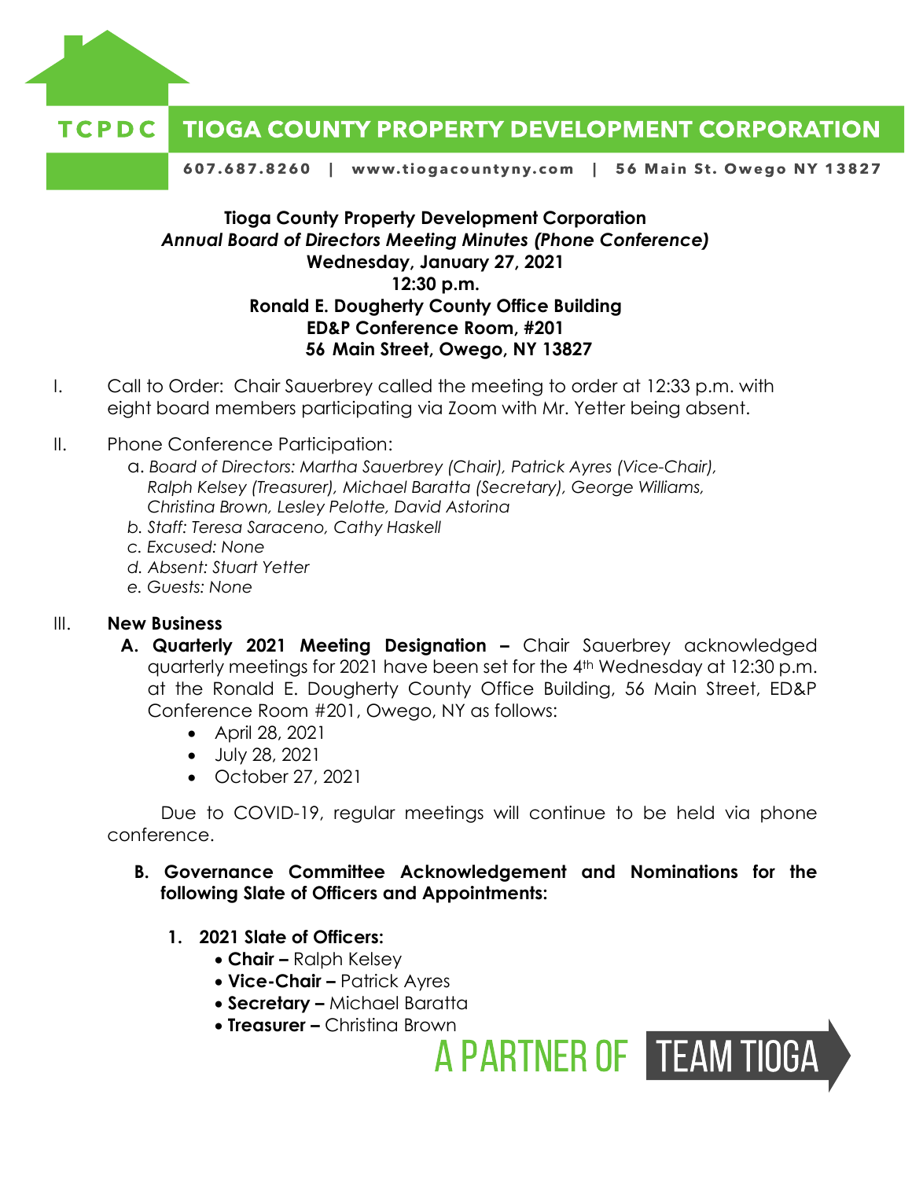**TCPDC TIOGA COUNTY PROPERTY DEVELOPMENT CORPORATION**

**607.687.8260 | www.tiogacountyny.com | 56 Main St. Owego NY 13827**

**Tioga County Property Development Corporation**
***Annual Board of Directors Meeting Minutes (Phone Conference)***
**Wednesday, January 27, 2021**
**12:30 p.m.**
**Ronald E. Dougherty County Office Building**
**ED&P Conference Room, #201**
**56 Main Street, Owego, NY 13827**

I. Call to Order: Chair Sauerbrey called the meeting to order at 12:33 p.m. with eight board members participating via Zoom with Mr. Yetter being absent.

II. Phone Conference Participation:
   a. *Board of Directors: Martha Sauerbrey (Chair), Patrick Ayres (Vice-Chair), Ralph Kelsey (Treasurer), Michael Baratta (Secretary), George Williams, Christina Brown, Lesley Pelotte, David Astorina*
   b. *Staff: Teresa Saraceno, Cathy Haskell*
   c. *Excused: None*
   d. *Absent: Stuart Yetter*
   e. *Guests: None*

III. **New Business**

   **A. Quarterly 2021 Meeting Designation –** Chair Sauerbrey acknowledged quarterly meetings for 2021 have been set for the 4th Wednesday at 12:30 p.m. at the Ronald E. Dougherty County Office Building, 56 Main Street, ED&P Conference Room #201, Owego, NY as follows:

   - April 28, 2021
   - July 28, 2021
   - October 27, 2021

   Due to COVID-19, regular meetings will continue to be held via phone conference.

   **B. Governance Committee Acknowledgement and Nominations for the following Slate of Officers and Appointments:**

   **1. 2021 Slate of Officers:**
   - **Chair –** Ralph Kelsey
   - **Vice-Chair –** Patrick Ayres
   - **Secretary –** Michael Baratta
   - **Treasurer –** Christina Brown

A PARTNER OF TEAM TIOGA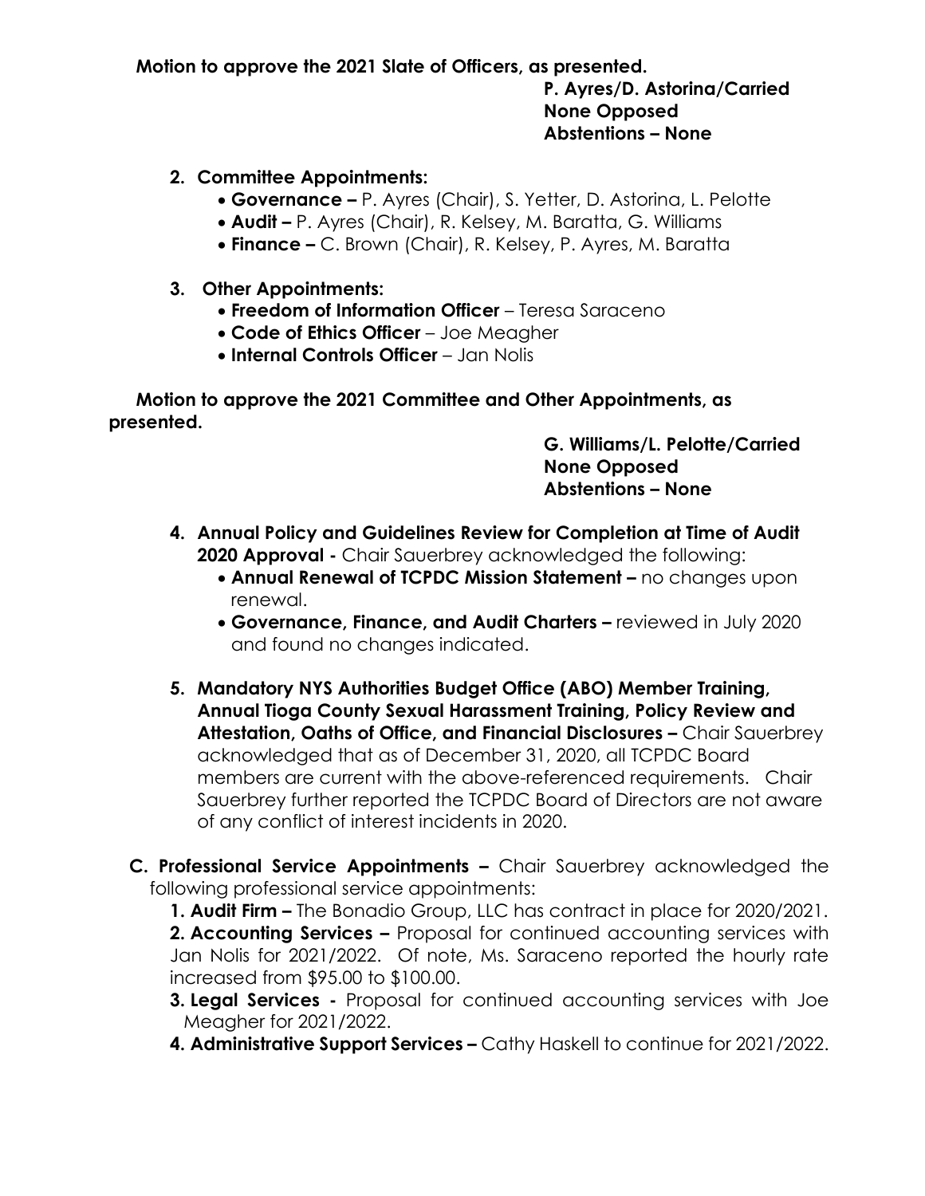**Motion to approve the 2021 Slate of Officers, as presented.**

**P. Ayres/D. Astorina/Carried**
**None Opposed**
**Abstentions – None**

2. **Committee Appointments:**
    - **Governance –** P. Ayres (Chair), S. Yetter, D. Astorina, L. Pelotte
    - **Audit –** P. Ayres (Chair), R. Kelsey, M. Baratta, G. Williams
    - **Finance –** C. Brown (Chair), R. Kelsey, P. Ayres, M. Baratta

3. **Other Appointments:**
    - **Freedom of Information Officer** – Teresa Saraceno
    - **Code of Ethics Officer** – Joe Meagher
    - **Internal Controls Officer** – Jan Nolis

**Motion to approve the 2021 Committee and Other Appointments, as presented.**

**G. Williams/L. Pelotte/Carried**
**None Opposed**
**Abstentions – None**

4. **Annual Policy and Guidelines Review for Completion at Time of Audit 2020 Approval -** Chair Sauerbrey acknowledged the following:
    - **Annual Renewal of TCPDC Mission Statement –** no changes upon renewal.
    - **Governance, Finance, and Audit Charters –** reviewed in July 2020 and found no changes indicated.

5. **Mandatory NYS Authorities Budget Office (ABO) Member Training, Annual Tioga County Sexual Harassment Training, Policy Review and Attestation, Oaths of Office, and Financial Disclosures –** Chair Sauerbrey acknowledged that as of December 31, 2020, all TCPDC Board members are current with the above-referenced requirements. Chair Sauerbrey further reported the TCPDC Board of Directors are not aware of any conflict of interest incidents in 2020.

**C. Professional Service Appointments –** Chair Sauerbrey acknowledged the following professional service appointments:

**1. Audit Firm –** The Bonadio Group, LLC has contract in place for 2020/2021.

**2. Accounting Services –** Proposal for continued accounting services with Jan Nolis for 2021/2022. Of note, Ms. Saraceno reported the hourly rate increased from $95.00 to $100.00.

**3. Legal Services -** Proposal for continued accounting services with Joe Meagher for 2021/2022.

**4. Administrative Support Services –** Cathy Haskell to continue for 2021/2022.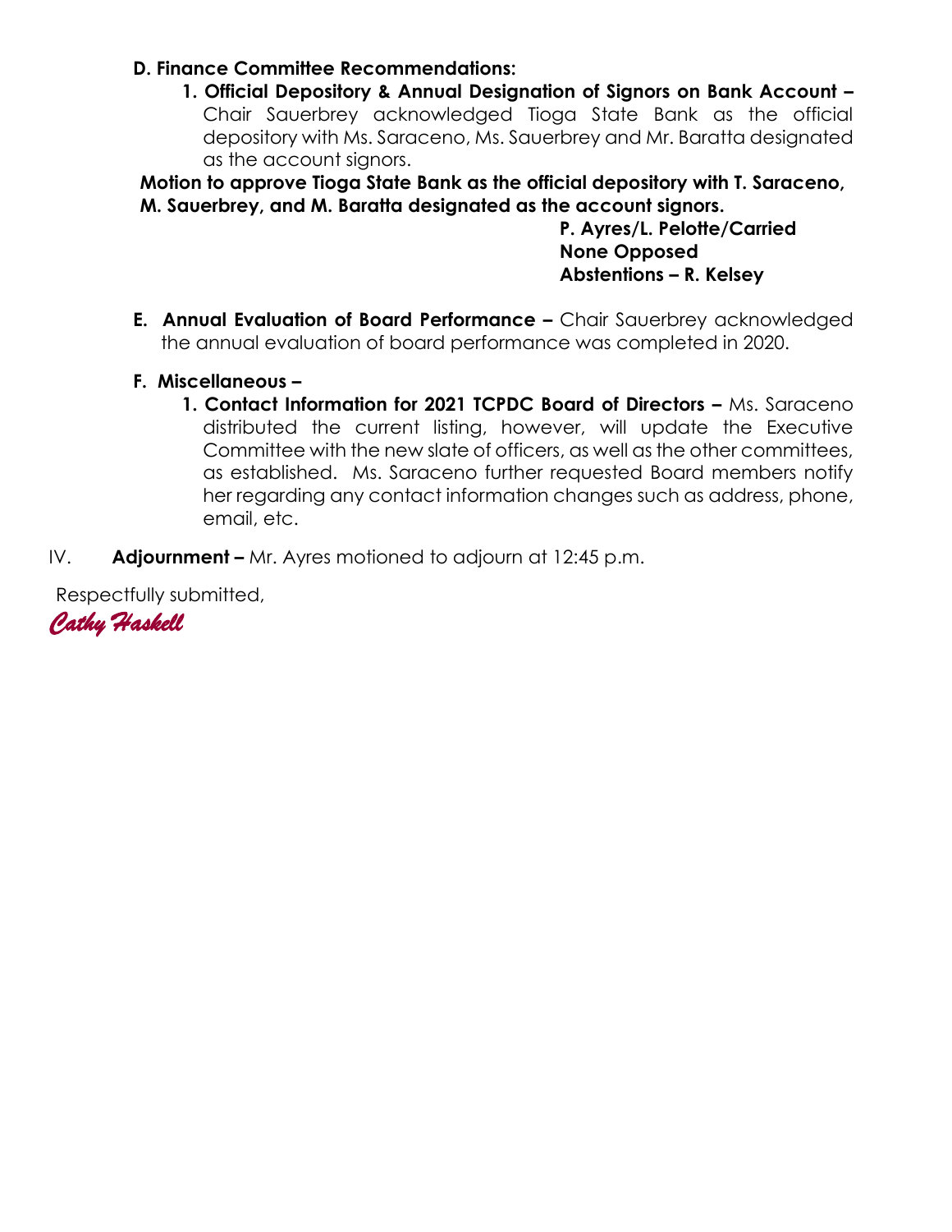**D. Finance Committee Recommendations:**

1. **Official Depository & Annual Designation of Signors on Bank Account –** Chair Sauerbrey acknowledged Tioga State Bank as the official depository with Ms. Saraceno, Ms. Sauerbrey and Mr. Baratta designated as the account signors.

**Motion to approve Tioga State Bank as the official depository with T. Saraceno, M. Sauerbrey, and M. Baratta designated as the account signors.**

**P. Ayres/L. Pelotte/Carried**
**None Opposed**
**Abstentions – R. Kelsey**

**E. Annual Evaluation of Board Performance –** Chair Sauerbrey acknowledged the annual evaluation of board performance was completed in 2020.

**F. Miscellaneous –**

1. **Contact Information for 2021 TCPDC Board of Directors –** Ms. Saraceno distributed the current listing, however, will update the Executive Committee with the new slate of officers, as well as the other committees, as established. Ms. Saraceno further requested Board members notify her regarding any contact information changes such as address, phone, email, etc.

IV. **Adjournment –** Mr. Ayres motioned to adjourn at 12:45 p.m.

Respectfully submitted,

*Cathy Haskell*